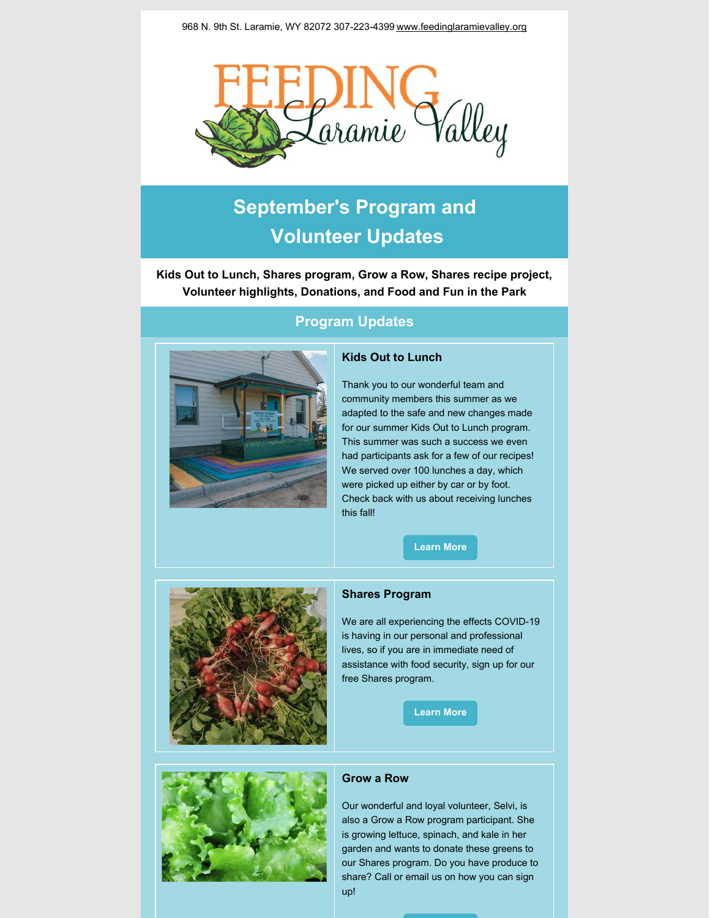968 N. 9th St. Laramie, WY 82072 307-223-4399 www.feedinglaramievalley.org

FEEDING Laramie Valley

# September's Program and Volunteer Updates

**Kids Out to Lunch, Shares program, Grow a Row, Shares recipe project, Volunteer highlights, Donations, and Food and Fun in the Park**

## Program Updates

### Kids Out to Lunch

Thank you to our wonderful team and community members this summer as we adapted to the safe and new changes made for our summer Kids Out to Lunch program. This summer was such a success we even had participants ask for a few of our recipes! We served over 100 lunches a day, which were picked up either by car or by foot. Check back with us about receiving lunches this fall!

Learn More

### Shares Program

We are all experiencing the effects COVID-19 is having in our personal and professional lives, so if you are in immediate need of assistance with food security, sign up for our free Shares program.

Learn More

### Grow a Row

Our wonderful and loyal volunteer, Selvi, is also a Grow a Row program participant. She is growing lettuce, spinach, and kale in her garden and wants to donate these greens to our Shares program. Do you have produce to share? Call or email us on how you can sign up!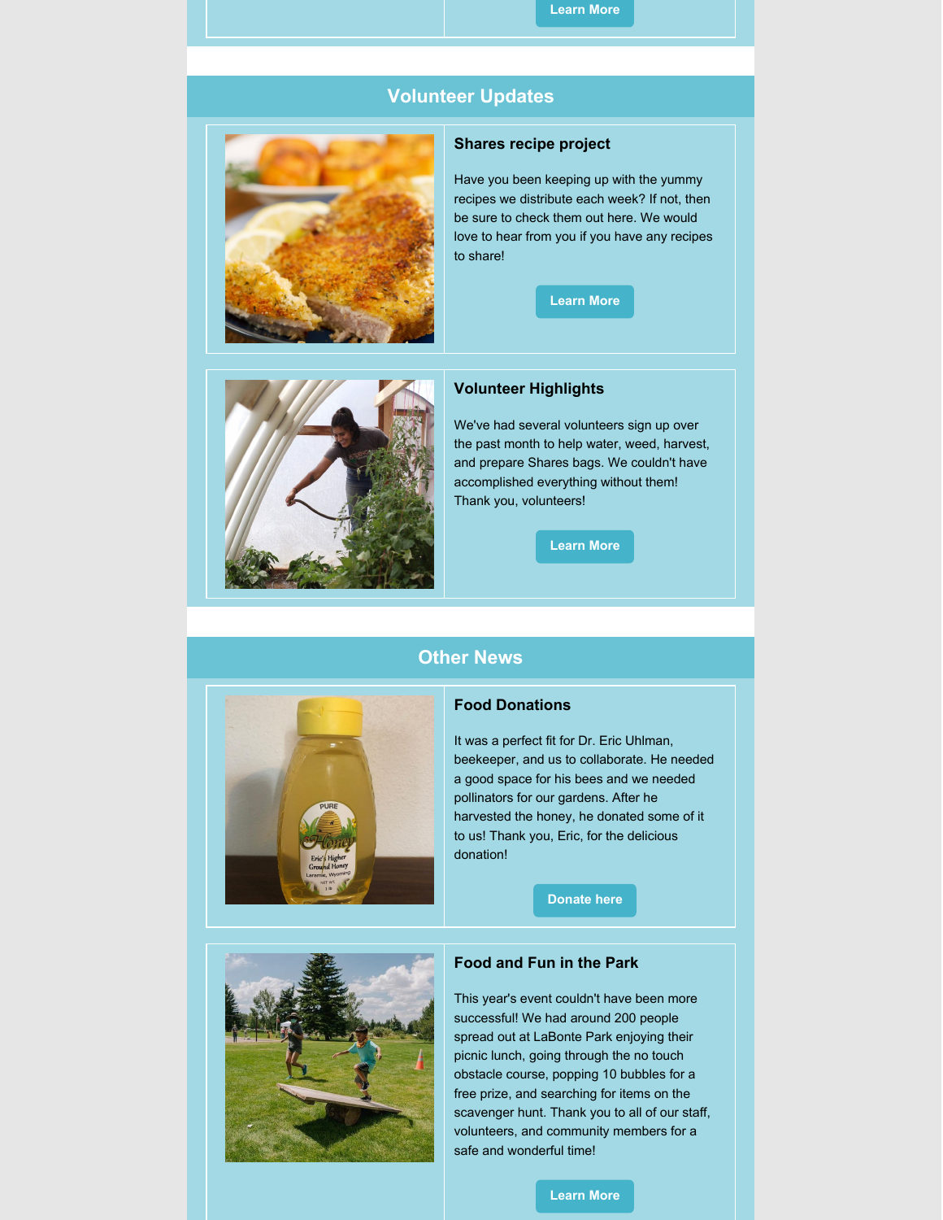Learn More

## Volunteer Updates

### Shares recipe project

Have you been keeping up with the yummy recipes we distribute each week? If not, then be sure to check them out here. We would love to hear from you if you have any recipes to share!

Learn More

### Volunteer Highlights

We've had several volunteers sign up over the past month to help water, weed, harvest, and prepare Shares bags. We couldn't have accomplished everything without them! Thank you, volunteers!

Learn More

## Other News

### Food Donations

It was a perfect fit for Dr. Eric Uhlman, beekeeper, and us to collaborate. He needed a good space for his bees and we needed pollinators for our gardens. After he harvested the honey, he donated some of it to us! Thank you, Eric, for the delicious donation!

Donate here

### Food and Fun in the Park

This year's event couldn't have been more successful! We had around 200 people spread out at LaBonte Park enjoying their picnic lunch, going through the no touch obstacle course, popping 10 bubbles for a free prize, and searching for items on the scavenger hunt. Thank you to all of our staff, volunteers, and community members for a safe and wonderful time!

Learn More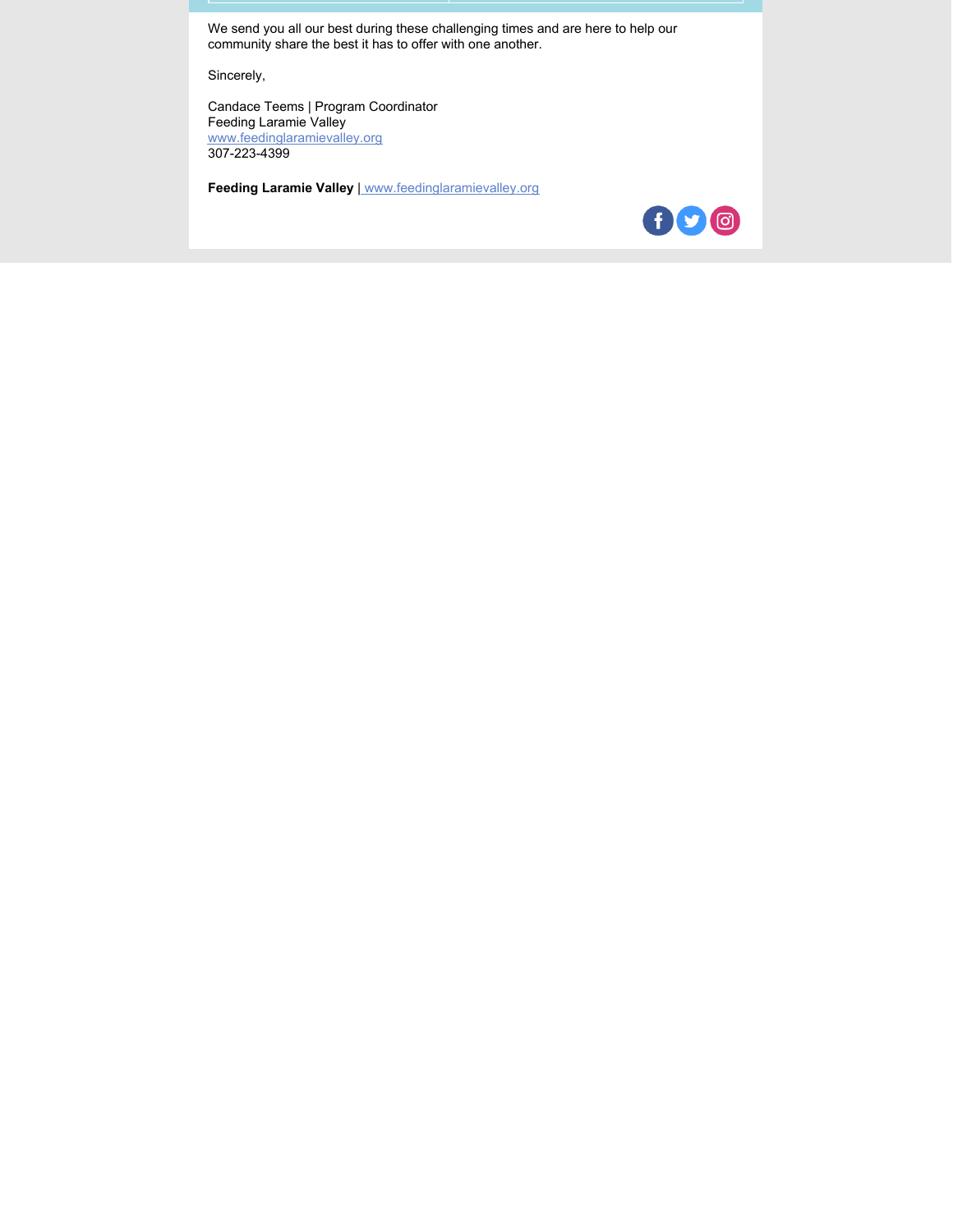We send you all our best during these challenging times and are here to help our community share the best it has to offer with one another.

Sincerely,

Candace Teems | Program Coordinator
Feeding Laramie Valley
www.feedinglaramievalley.org
307-223-4399

**Feeding Laramie Valley** | www.feedinglaramievalley.org